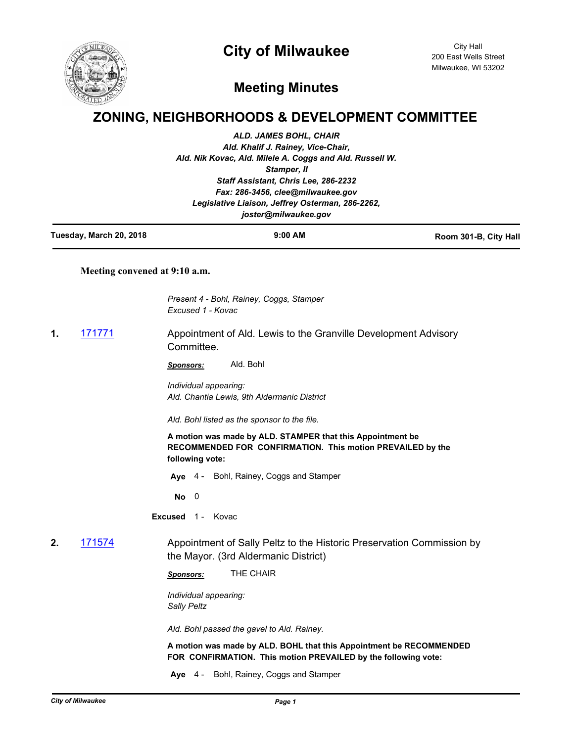# City of Milwaukee

City Hall
200 East Wells Street
Milwaukee, WI 53202

## Meeting Minutes

# ZONING, NEIGHBORHOODS & DEVELOPMENT COMMITTEE

*ALD. JAMES BOHL, CHAIR*
*Ald. Khalif J. Rainey, Vice-Chair,*
*Ald. Nik Kovac, Ald. Milele A. Coggs and Ald. Russell W. Stamper, II*
*Staff Assistant, Chris Lee, 286-2232*
*Fax: 286-3456, clee@milwaukee.gov*
*Legislative Liaison, Jeffrey Osterman, 286-2262, joster@milwaukee.gov*

**Tuesday, March 20, 2018** | **9:00 AM** | **Room 301-B, City Hall**

**Meeting convened at 9:10 a.m.**

*Present 4 - Bohl, Rainey, Coggs, Stamper*
*Excused 1 - Kovac*

**1.** 171771 — Appointment of Ald. Lewis to the Granville Development Advisory Committee.

***Sponsors:*** Ald. Bohl

*Individual appearing:*
*Ald. Chantia Lewis, 9th Aldermanic District*

*Ald. Bohl listed as the sponsor to the file.*

**A motion was made by ALD. STAMPER that this Appointment be RECOMMENDED FOR CONFIRMATION. This motion PREVAILED by the following vote:**

**Aye** 4 - Bohl, Rainey, Coggs and Stamper

**No** 0

**Excused** 1 - Kovac

**2.** 171574 — Appointment of Sally Peltz to the Historic Preservation Commission by the Mayor. (3rd Aldermanic District)

***Sponsors:*** THE CHAIR

*Individual appearing:*
*Sally Peltz*

*Ald. Bohl passed the gavel to Ald. Rainey.*

**A motion was made by ALD. BOHL that this Appointment be RECOMMENDED FOR CONFIRMATION. This motion PREVAILED by the following vote:**

**Aye** 4 - Bohl, Rainey, Coggs and Stamper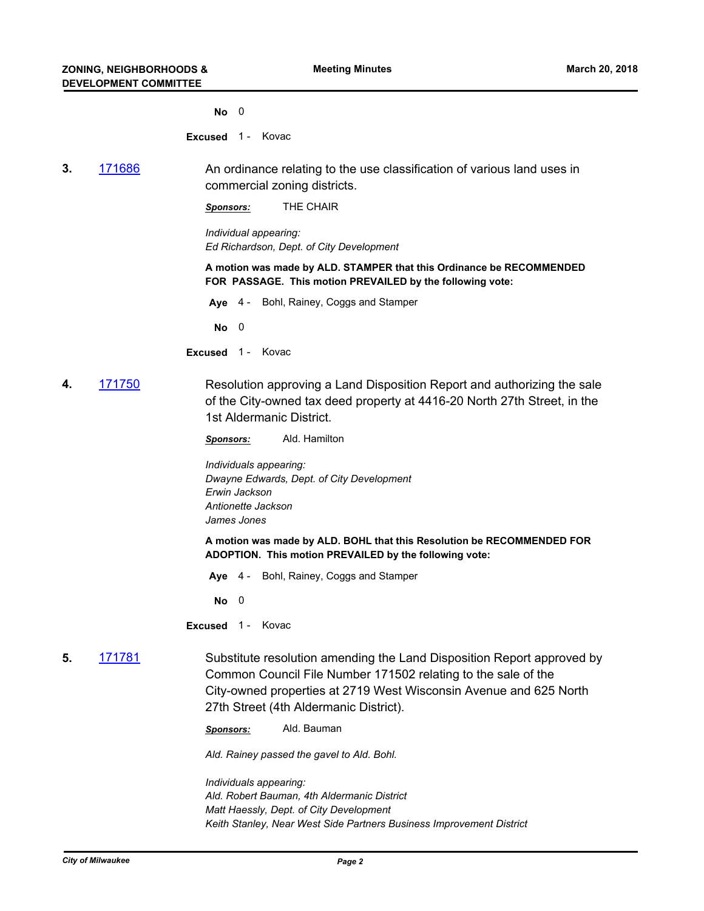**No** 0

**Excused** 1 - Kovac

**3.** [171686]

An ordinance relating to the use classification of various land uses in commercial zoning districts.

***Sponsors:*** THE CHAIR

*Individual appearing:*
*Ed Richardson, Dept. of City Development*

**A motion was made by ALD. STAMPER that this Ordinance be RECOMMENDED FOR PASSAGE. This motion PREVAILED by the following vote:**

**Aye** 4 - Bohl, Rainey, Coggs and Stamper

**No** 0

**Excused** 1 - Kovac

**4.** [171750]

Resolution approving a Land Disposition Report and authorizing the sale of the City-owned tax deed property at 4416-20 North 27th Street, in the 1st Aldermanic District.

***Sponsors:*** Ald. Hamilton

*Individuals appearing:*
*Dwayne Edwards, Dept. of City Development*
*Erwin Jackson*
*Antionette Jackson*
*James Jones*

**A motion was made by ALD. BOHL that this Resolution be RECOMMENDED FOR ADOPTION. This motion PREVAILED by the following vote:**

**Aye** 4 - Bohl, Rainey, Coggs and Stamper

**No** 0

**Excused** 1 - Kovac

**5.** [171781]

Substitute resolution amending the Land Disposition Report approved by Common Council File Number 171502 relating to the sale of the City-owned properties at 2719 West Wisconsin Avenue and 625 North 27th Street (4th Aldermanic District).

***Sponsors:*** Ald. Bauman

*Ald. Rainey passed the gavel to Ald. Bohl.*

*Individuals appearing:*
*Ald. Robert Bauman, 4th Aldermanic District*
*Matt Haessly, Dept. of City Development*
*Keith Stanley, Near West Side Partners Business Improvement District*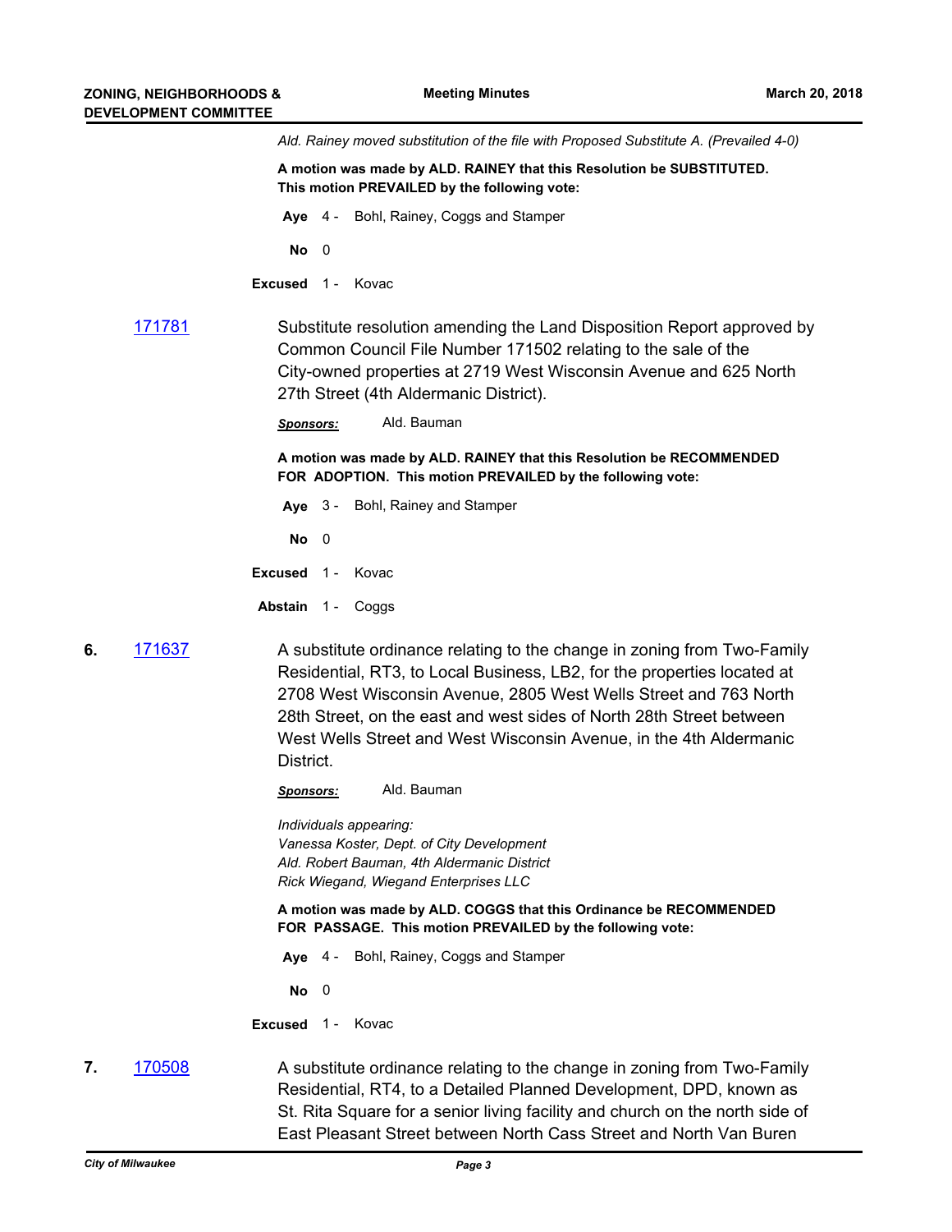*Ald. Rainey moved substitution of the file with Proposed Substitute A. (Prevailed 4-0)*

**A motion was made by ALD. RAINEY that this Resolution be SUBSTITUTED. This motion PREVAILED by the following vote:**

**Aye** 4 - Bohl, Rainey, Coggs and Stamper

**No** 0

**Excused** 1 - Kovac

171781 Substitute resolution amending the Land Disposition Report approved by Common Council File Number 171502 relating to the sale of the City-owned properties at 2719 West Wisconsin Avenue and 625 North 27th Street (4th Aldermanic District).

***Sponsors:*** Ald. Bauman

**A motion was made by ALD. RAINEY that this Resolution be RECOMMENDED FOR ADOPTION. This motion PREVAILED by the following vote:**

**Aye** 3 - Bohl, Rainey and Stamper

**No** 0

**Excused** 1 - Kovac

**Abstain** 1 - Coggs

**6.** 171637 A substitute ordinance relating to the change in zoning from Two-Family Residential, RT3, to Local Business, LB2, for the properties located at 2708 West Wisconsin Avenue, 2805 West Wells Street and 763 North 28th Street, on the east and west sides of North 28th Street between West Wells Street and West Wisconsin Avenue, in the 4th Aldermanic District.

***Sponsors:*** Ald. Bauman

*Individuals appearing:*
*Vanessa Koster, Dept. of City Development*
*Ald. Robert Bauman, 4th Aldermanic District*
*Rick Wiegand, Wiegand Enterprises LLC*

**A motion was made by ALD. COGGS that this Ordinance be RECOMMENDED FOR PASSAGE. This motion PREVAILED by the following vote:**

**Aye** 4 - Bohl, Rainey, Coggs and Stamper

**No** 0

**Excused** 1 - Kovac

**7.** 170508 A substitute ordinance relating to the change in zoning from Two-Family Residential, RT4, to a Detailed Planned Development, DPD, known as St. Rita Square for a senior living facility and church on the north side of East Pleasant Street between North Cass Street and North Van Buren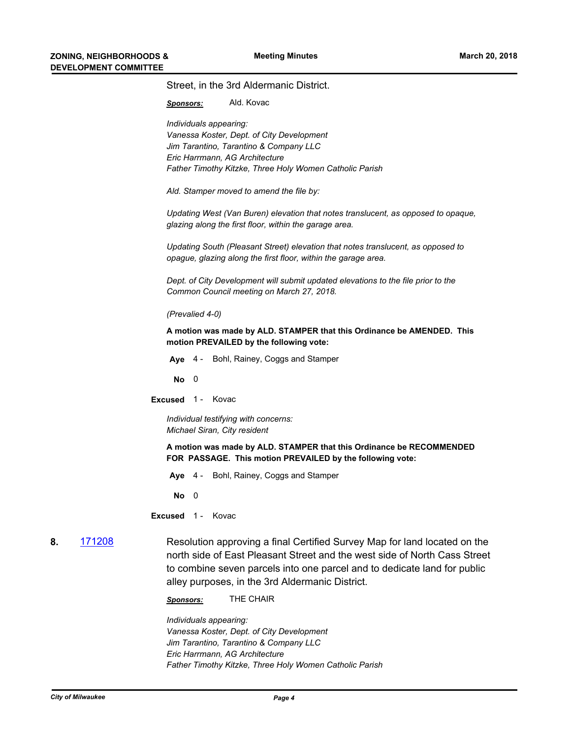Street, in the 3rd Aldermanic District.

***Sponsors:*** Ald. Kovac

*Individuals appearing:*
*Vanessa Koster, Dept. of City Development*
*Jim Tarantino, Tarantino & Company LLC*
*Eric Harrmann, AG Architecture*
*Father Timothy Kitzke, Three Holy Women Catholic Parish*

*Ald. Stamper moved to amend the file by:*

*Updating West (Van Buren) elevation that notes translucent, as opposed to opaque, glazing along the first floor, within the garage area.*

*Updating South (Pleasant Street) elevation that notes translucent, as opposed to opague, glazing along the first floor, within the garage area.*

*Dept. of City Development will submit updated elevations to the file prior to the Common Council meeting on March 27, 2018.*

*(Prevalied 4-0)*

**A motion was made by ALD. STAMPER that this Ordinance be AMENDED. This motion PREVAILED by the following vote:**

**Aye** 4 - Bohl, Rainey, Coggs and Stamper

**No** 0

**Excused** 1 - Kovac

*Individual testifying with concerns:*
*Michael Siran, City resident*

**A motion was made by ALD. STAMPER that this Ordinance be RECOMMENDED FOR PASSAGE. This motion PREVAILED by the following vote:**

**Aye** 4 - Bohl, Rainey, Coggs and Stamper

**No** 0

**Excused** 1 - Kovac

**8.** 171208

Resolution approving a final Certified Survey Map for land located on the north side of East Pleasant Street and the west side of North Cass Street to combine seven parcels into one parcel and to dedicate land for public alley purposes, in the 3rd Aldermanic District.

***Sponsors:*** THE CHAIR

*Individuals appearing:*
*Vanessa Koster, Dept. of City Development*
*Jim Tarantino, Tarantino & Company LLC*
*Eric Harrmann, AG Architecture*
*Father Timothy Kitzke, Three Holy Women Catholic Parish*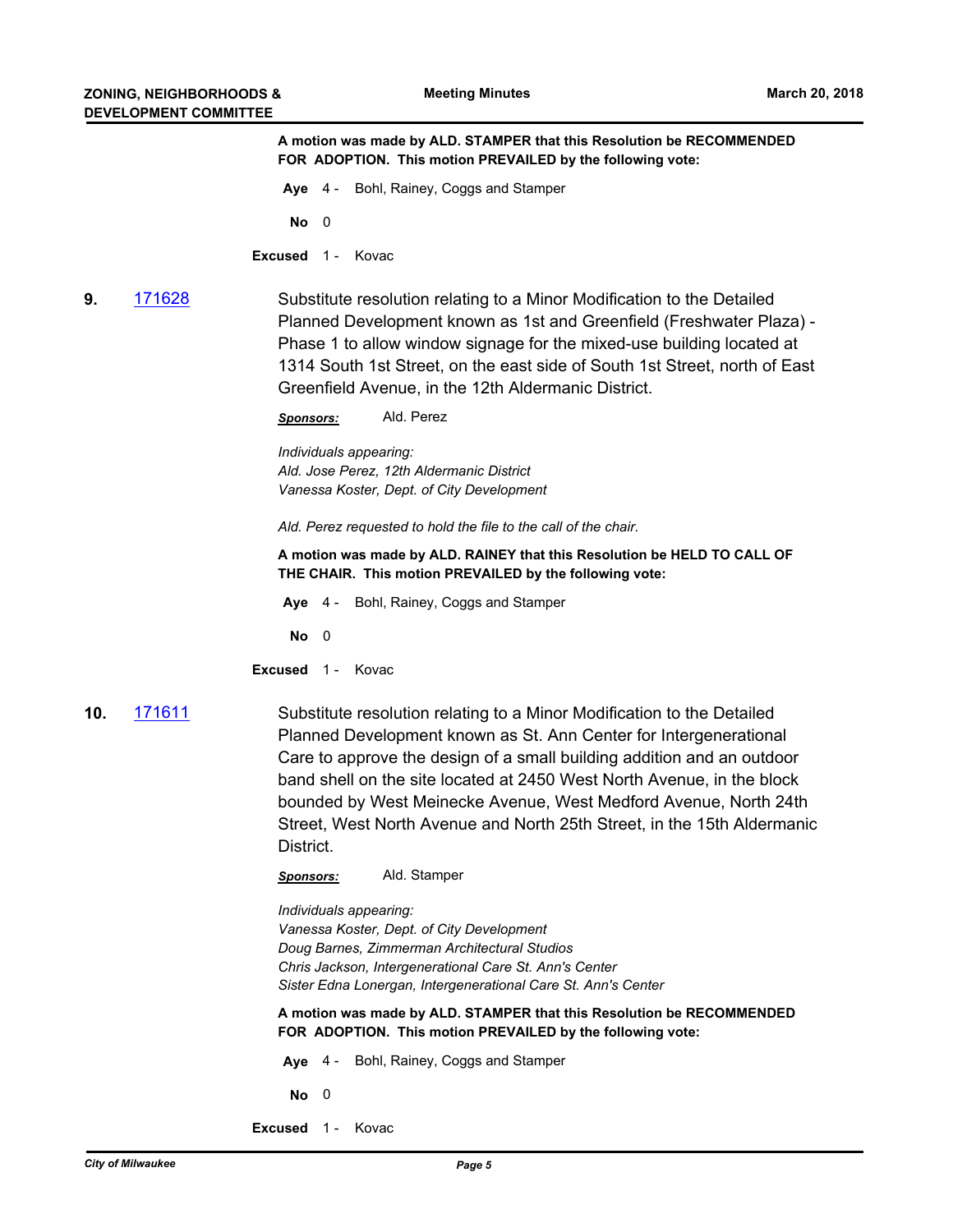**A motion was made by ALD. STAMPER that this Resolution be RECOMMENDED FOR ADOPTION. This motion PREVAILED by the following vote:**

**Aye** 4 - Bohl, Rainey, Coggs and Stamper

**No** 0

**Excused** 1 - Kovac

**9.** 171628

Substitute resolution relating to a Minor Modification to the Detailed Planned Development known as 1st and Greenfield (Freshwater Plaza) - Phase 1 to allow window signage for the mixed-use building located at 1314 South 1st Street, on the east side of South 1st Street, north of East Greenfield Avenue, in the 12th Aldermanic District.

***Sponsors:*** Ald. Perez

*Individuals appearing:*
*Ald. Jose Perez, 12th Aldermanic District*
*Vanessa Koster, Dept. of City Development*

*Ald. Perez requested to hold the file to the call of the chair.*

**A motion was made by ALD. RAINEY that this Resolution be HELD TO CALL OF THE CHAIR. This motion PREVAILED by the following vote:**

**Aye** 4 - Bohl, Rainey, Coggs and Stamper

**No** 0

**Excused** 1 - Kovac

**10.** 171611

Substitute resolution relating to a Minor Modification to the Detailed Planned Development known as St. Ann Center for Intergenerational Care to approve the design of a small building addition and an outdoor band shell on the site located at 2450 West North Avenue, in the block bounded by West Meinecke Avenue, West Medford Avenue, North 24th Street, West North Avenue and North 25th Street, in the 15th Aldermanic District.

***Sponsors:*** Ald. Stamper

*Individuals appearing:*
*Vanessa Koster, Dept. of City Development*
*Doug Barnes, Zimmerman Architectural Studios*
*Chris Jackson, Intergenerational Care St. Ann's Center*
*Sister Edna Lonergan, Intergenerational Care St. Ann's Center*

**A motion was made by ALD. STAMPER that this Resolution be RECOMMENDED FOR ADOPTION. This motion PREVAILED by the following vote:**

**Aye** 4 - Bohl, Rainey, Coggs and Stamper

**No** 0

**Excused** 1 - Kovac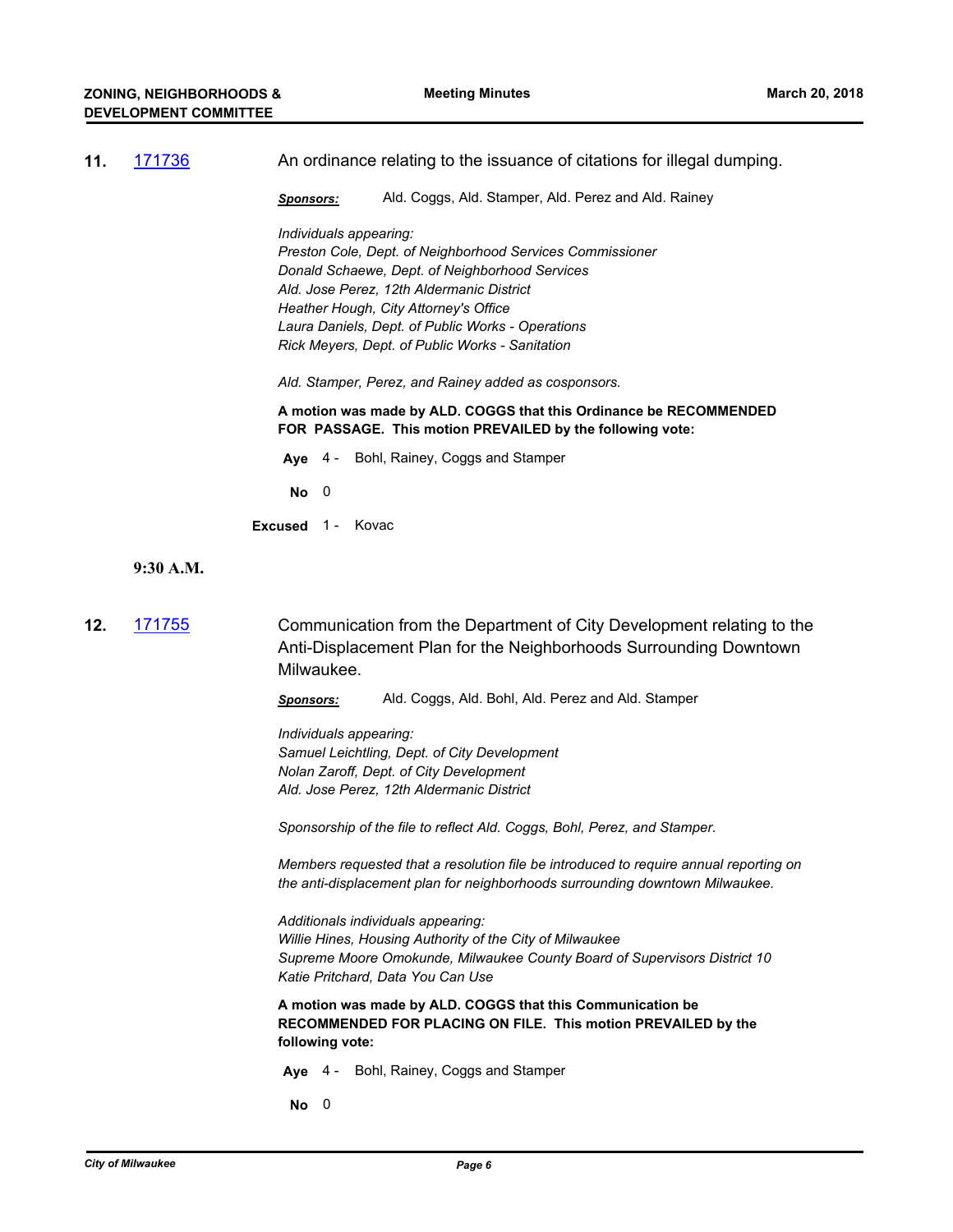**11.** 171736 An ordinance relating to the issuance of citations for illegal dumping.

***Sponsors:*** Ald. Coggs, Ald. Stamper, Ald. Perez and Ald. Rainey

*Individuals appearing:*
*Preston Cole, Dept. of Neighborhood Services Commissioner*
*Donald Schaewe, Dept. of Neighborhood Services*
*Ald. Jose Perez, 12th Aldermanic District*
*Heather Hough, City Attorney's Office*
*Laura Daniels, Dept. of Public Works - Operations*
*Rick Meyers, Dept. of Public Works - Sanitation*

*Ald. Stamper, Perez, and Rainey added as cosponsors.*

**A motion was made by ALD. COGGS that this Ordinance be RECOMMENDED FOR PASSAGE. This motion PREVAILED by the following vote:**

**Aye** 4 - Bohl, Rainey, Coggs and Stamper

**No** 0

**Excused** 1 - Kovac

**9:30 A.M.**

**12.** 171755 Communication from the Department of City Development relating to the Anti-Displacement Plan for the Neighborhoods Surrounding Downtown Milwaukee.

***Sponsors:*** Ald. Coggs, Ald. Bohl, Ald. Perez and Ald. Stamper

*Individuals appearing:*
*Samuel Leichtling, Dept. of City Development*
*Nolan Zaroff, Dept. of City Development*
*Ald. Jose Perez, 12th Aldermanic District*

*Sponsorship of the file to reflect Ald. Coggs, Bohl, Perez, and Stamper.*

*Members requested that a resolution file be introduced to require annual reporting on the anti-displacement plan for neighborhoods surrounding downtown Milwaukee.*

*Additionals individuals appearing:*
*Willie Hines, Housing Authority of the City of Milwaukee*
*Supreme Moore Omokunde, Milwaukee County Board of Supervisors District 10*
*Katie Pritchard, Data You Can Use*

**A motion was made by ALD. COGGS that this Communication be RECOMMENDED FOR PLACING ON FILE. This motion PREVAILED by the following vote:**

**Aye** 4 - Bohl, Rainey, Coggs and Stamper

**No** 0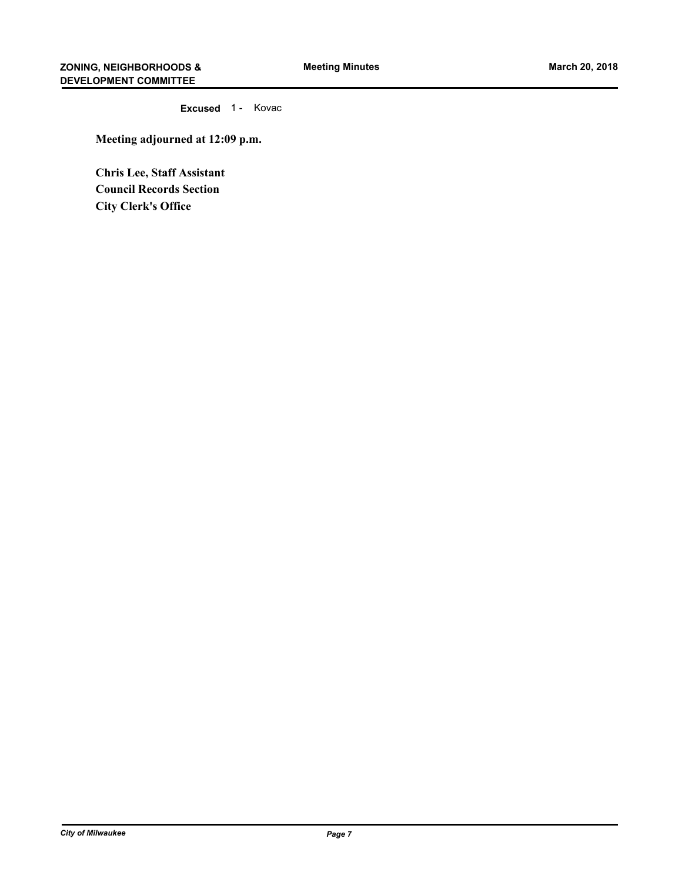**Excused** 1 - Kovac

**Meeting adjourned at 12:09 p.m.**

**Chris Lee, Staff Assistant**
**Council Records Section**
**City Clerk's Office**